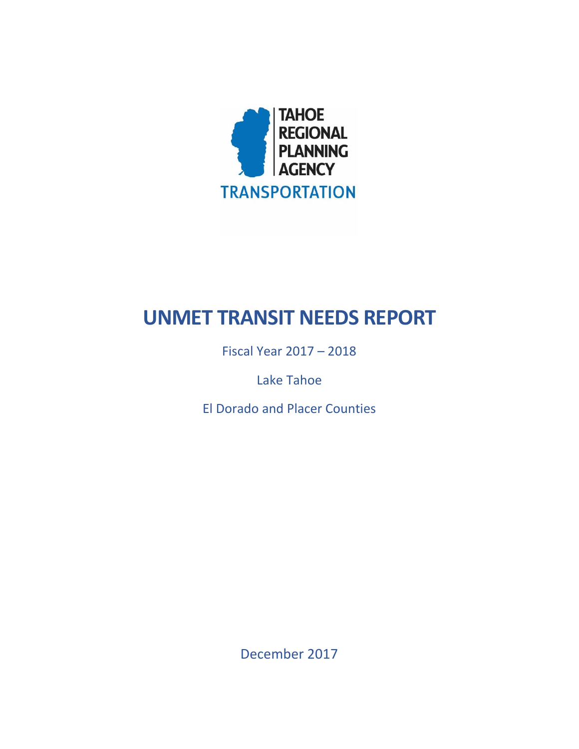TAHOE REGIONAL PLANNING AGENCY

TRANSPORTATION

# UNMET TRANSIT NEEDS REPORT

Fiscal Year 2017 – 2018

Lake Tahoe

El Dorado and Placer Counties

December 2017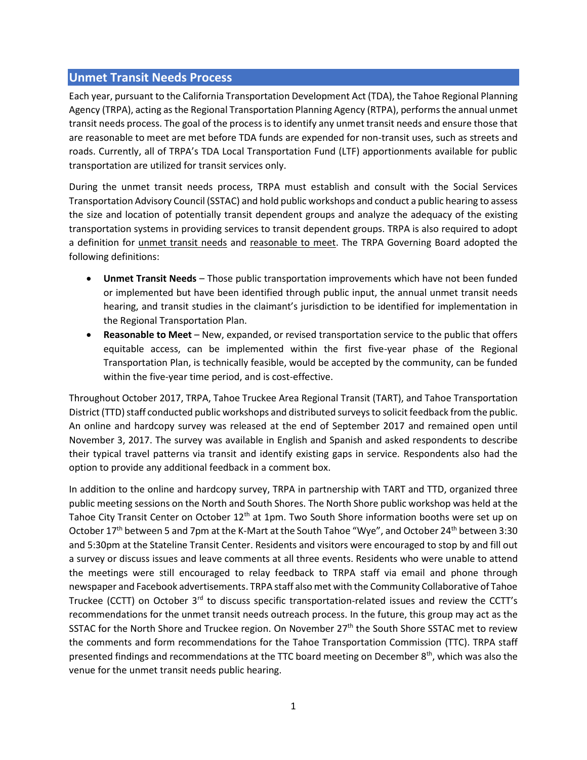## Unmet Transit Needs Process

Each year, pursuant to the California Transportation Development Act (TDA), the Tahoe Regional Planning Agency (TRPA), acting as the Regional Transportation Planning Agency (RTPA), performs the annual unmet transit needs process. The goal of the process is to identify any unmet transit needs and ensure those that are reasonable to meet are met before TDA funds are expended for non-transit uses, such as streets and roads. Currently, all of TRPA's TDA Local Transportation Fund (LTF) apportionments available for public transportation are utilized for transit services only.

During the unmet transit needs process, TRPA must establish and consult with the Social Services Transportation Advisory Council (SSTAC) and hold public workshops and conduct a public hearing to assess the size and location of potentially transit dependent groups and analyze the adequacy of the existing transportation systems in providing services to transit dependent groups. TRPA is also required to adopt a definition for unmet transit needs and reasonable to meet. The TRPA Governing Board adopted the following definitions:

- **Unmet Transit Needs** – Those public transportation improvements which have not been funded or implemented but have been identified through public input, the annual unmet transit needs hearing, and transit studies in the claimant's jurisdiction to be identified for implementation in the Regional Transportation Plan.
- **Reasonable to Meet** – New, expanded, or revised transportation service to the public that offers equitable access, can be implemented within the first five-year phase of the Regional Transportation Plan, is technically feasible, would be accepted by the community, can be funded within the five-year time period, and is cost-effective.

Throughout October 2017, TRPA, Tahoe Truckee Area Regional Transit (TART), and Tahoe Transportation District (TTD) staff conducted public workshops and distributed surveys to solicit feedback from the public. An online and hardcopy survey was released at the end of September 2017 and remained open until November 3, 2017. The survey was available in English and Spanish and asked respondents to describe their typical travel patterns via transit and identify existing gaps in service. Respondents also had the option to provide any additional feedback in a comment box.

In addition to the online and hardcopy survey, TRPA in partnership with TART and TTD, organized three public meeting sessions on the North and South Shores. The North Shore public workshop was held at the Tahoe City Transit Center on October 12th at 1pm. Two South Shore information booths were set up on October 17th between 5 and 7pm at the K-Mart at the South Tahoe "Wye", and October 24th between 3:30 and 5:30pm at the Stateline Transit Center. Residents and visitors were encouraged to stop by and fill out a survey or discuss issues and leave comments at all three events. Residents who were unable to attend the meetings were still encouraged to relay feedback to TRPA staff via email and phone through newspaper and Facebook advertisements. TRPA staff also met with the Community Collaborative of Tahoe Truckee (CCTT) on October 3rd to discuss specific transportation-related issues and review the CCTT's recommendations for the unmet transit needs outreach process. In the future, this group may act as the SSTAC for the North Shore and Truckee region. On November 27th the South Shore SSTAC met to review the comments and form recommendations for the Tahoe Transportation Commission (TTC). TRPA staff presented findings and recommendations at the TTC board meeting on December 8th, which was also the venue for the unmet transit needs public hearing.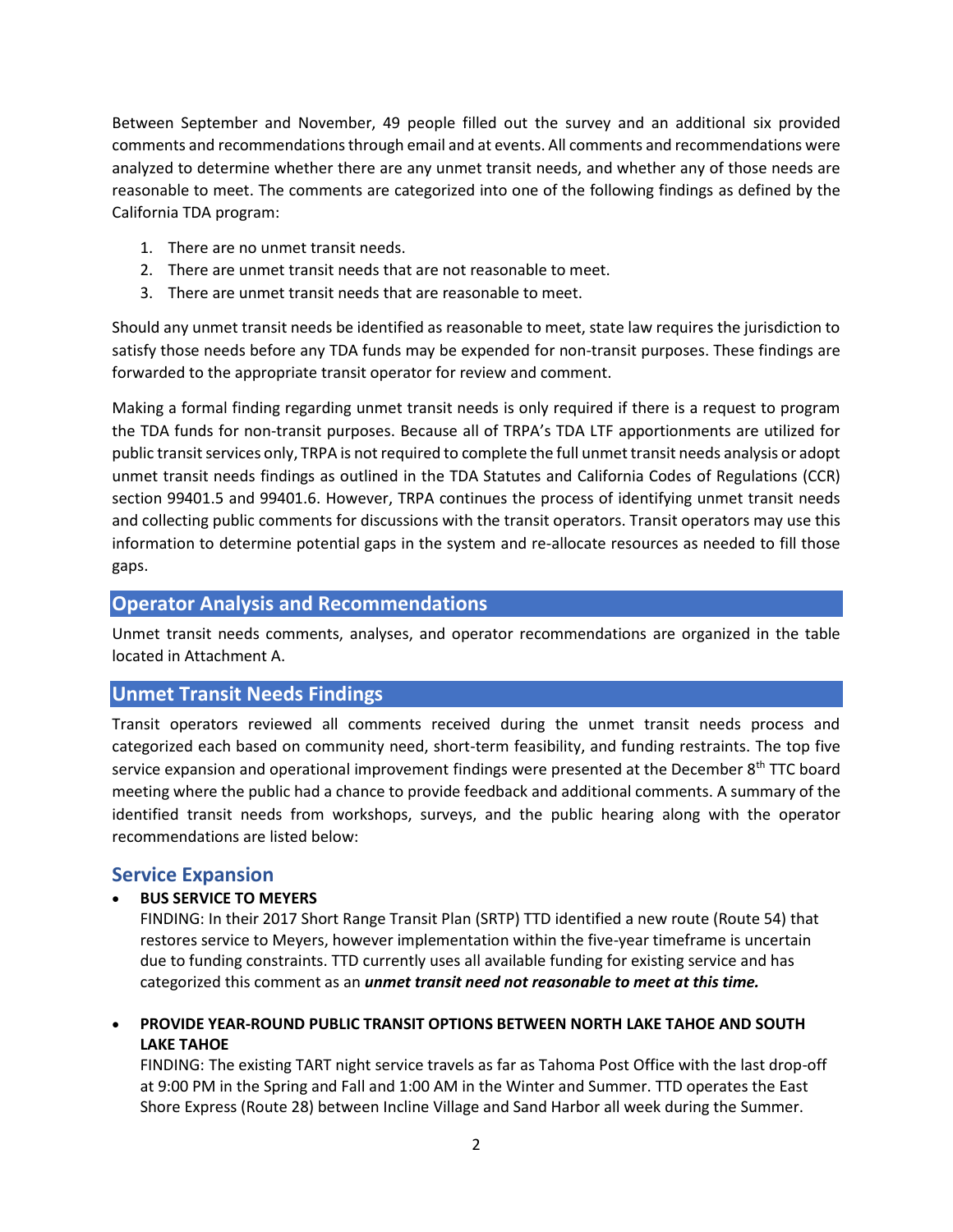Between September and November, 49 people filled out the survey and an additional six provided comments and recommendations through email and at events. All comments and recommendations were analyzed to determine whether there are any unmet transit needs, and whether any of those needs are reasonable to meet. The comments are categorized into one of the following findings as defined by the California TDA program:

1. There are no unmet transit needs.
2. There are unmet transit needs that are not reasonable to meet.
3. There are unmet transit needs that are reasonable to meet.

Should any unmet transit needs be identified as reasonable to meet, state law requires the jurisdiction to satisfy those needs before any TDA funds may be expended for non-transit purposes. These findings are forwarded to the appropriate transit operator for review and comment.

Making a formal finding regarding unmet transit needs is only required if there is a request to program the TDA funds for non-transit purposes. Because all of TRPA's TDA LTF apportionments are utilized for public transit services only, TRPA is not required to complete the full unmet transit needs analysis or adopt unmet transit needs findings as outlined in the TDA Statutes and California Codes of Regulations (CCR) section 99401.5 and 99401.6. However, TRPA continues the process of identifying unmet transit needs and collecting public comments for discussions with the transit operators. Transit operators may use this information to determine potential gaps in the system and re-allocate resources as needed to fill those gaps.

## Operator Analysis and Recommendations

Unmet transit needs comments, analyses, and operator recommendations are organized in the table located in Attachment A.

## Unmet Transit Needs Findings

Transit operators reviewed all comments received during the unmet transit needs process and categorized each based on community need, short-term feasibility, and funding restraints. The top five service expansion and operational improvement findings were presented at the December 8th TTC board meeting where the public had a chance to provide feedback and additional comments. A summary of the identified transit needs from workshops, surveys, and the public hearing along with the operator recommendations are listed below:

### Service Expansion

- **BUS SERVICE TO MEYERS**
  FINDING: In their 2017 Short Range Transit Plan (SRTP) TTD identified a new route (Route 54) that restores service to Meyers, however implementation within the five-year timeframe is uncertain due to funding constraints. TTD currently uses all available funding for existing service and has categorized this comment as an ***unmet transit need not reasonable to meet at this time.***

- **PROVIDE YEAR-ROUND PUBLIC TRANSIT OPTIONS BETWEEN NORTH LAKE TAHOE AND SOUTH LAKE TAHOE**
  FINDING: The existing TART night service travels as far as Tahoma Post Office with the last drop-off at 9:00 PM in the Spring and Fall and 1:00 AM in the Winter and Summer. TTD operates the East Shore Express (Route 28) between Incline Village and Sand Harbor all week during the Summer.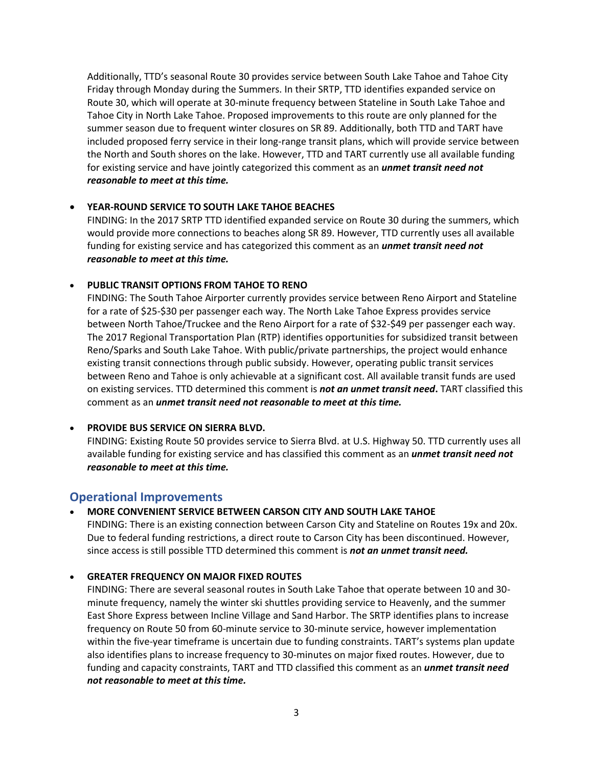Additionally, TTD's seasonal Route 30 provides service between South Lake Tahoe and Tahoe City Friday through Monday during the Summers. In their SRTP, TTD identifies expanded service on Route 30, which will operate at 30-minute frequency between Stateline in South Lake Tahoe and Tahoe City in North Lake Tahoe. Proposed improvements to this route are only planned for the summer season due to frequent winter closures on SR 89. Additionally, both TTD and TART have included proposed ferry service in their long-range transit plans, which will provide service between the North and South shores on the lake. However, TTD and TART currently use all available funding for existing service and have jointly categorized this comment as an ***unmet transit need not reasonable to meet at this time.***

- **YEAR-ROUND SERVICE TO SOUTH LAKE TAHOE BEACHES**
  FINDING: In the 2017 SRTP TTD identified expanded service on Route 30 during the summers, which would provide more connections to beaches along SR 89. However, TTD currently uses all available funding for existing service and has categorized this comment as an ***unmet transit need not reasonable to meet at this time.***

- **PUBLIC TRANSIT OPTIONS FROM TAHOE TO RENO**
  FINDING: The South Tahoe Airporter currently provides service between Reno Airport and Stateline for a rate of $25-$30 per passenger each way. The North Lake Tahoe Express provides service between North Tahoe/Truckee and the Reno Airport for a rate of $32-$49 per passenger each way. The 2017 Regional Transportation Plan (RTP) identifies opportunities for subsidized transit between Reno/Sparks and South Lake Tahoe. With public/private partnerships, the project would enhance existing transit connections through public subsidy. However, operating public transit services between Reno and Tahoe is only achievable at a significant cost. All available transit funds are used on existing services. TTD determined this comment is ***not an unmet transit need*.** TART classified this comment as an ***unmet transit need not reasonable to meet at this time.***

- **PROVIDE BUS SERVICE ON SIERRA BLVD.**
  FINDING: Existing Route 50 provides service to Sierra Blvd. at U.S. Highway 50. TTD currently uses all available funding for existing service and has classified this comment as an ***unmet transit need not reasonable to meet at this time.***

## Operational Improvements

- **MORE CONVENIENT SERVICE BETWEEN CARSON CITY AND SOUTH LAKE TAHOE**
  FINDING: There is an existing connection between Carson City and Stateline on Routes 19x and 20x. Due to federal funding restrictions, a direct route to Carson City has been discontinued. However, since access is still possible TTD determined this comment is ***not an unmet transit need.***

- **GREATER FREQUENCY ON MAJOR FIXED ROUTES**
  FINDING: There are several seasonal routes in South Lake Tahoe that operate between 10 and 30-minute frequency, namely the winter ski shuttles providing service to Heavenly, and the summer East Shore Express between Incline Village and Sand Harbor. The SRTP identifies plans to increase frequency on Route 50 from 60-minute service to 30-minute service, however implementation within the five-year timeframe is uncertain due to funding constraints. TART's systems plan update also identifies plans to increase frequency to 30-minutes on major fixed routes. However, due to funding and capacity constraints, TART and TTD classified this comment as an ***unmet transit need not reasonable to meet at this time.***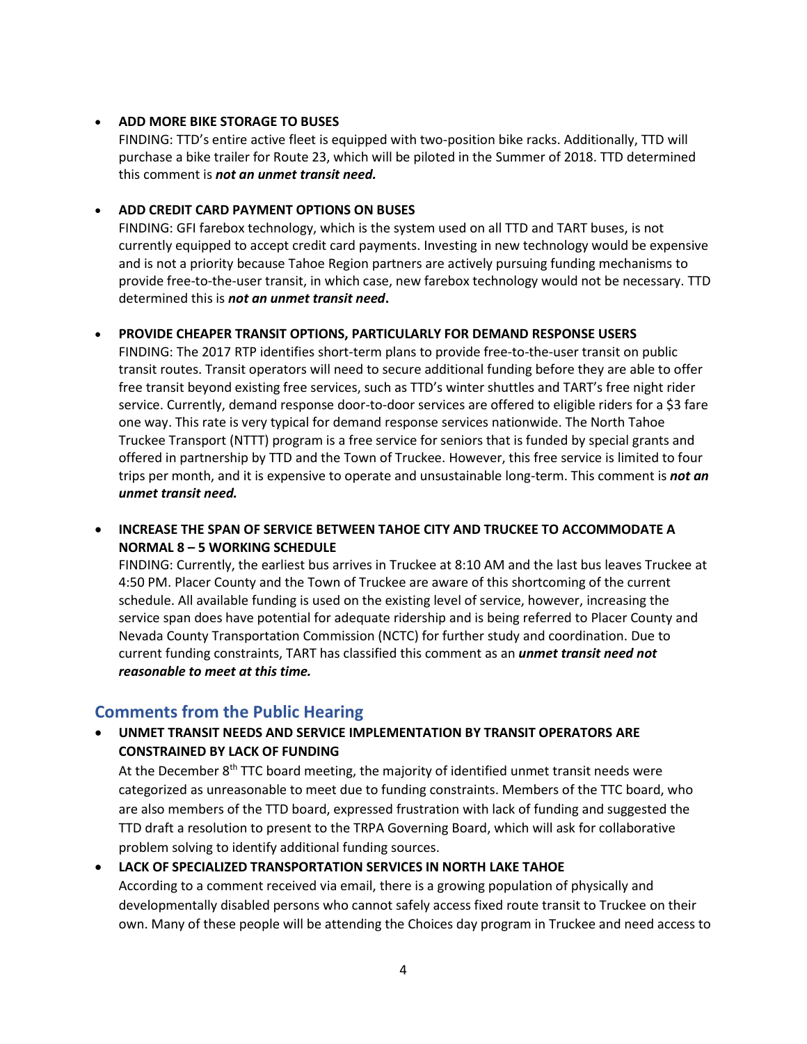- **ADD MORE BIKE STORAGE TO BUSES**

  FINDING: TTD's entire active fleet is equipped with two-position bike racks. Additionally, TTD will purchase a bike trailer for Route 23, which will be piloted in the Summer of 2018. TTD determined this comment is ***not an unmet transit need.***

- **ADD CREDIT CARD PAYMENT OPTIONS ON BUSES**

  FINDING: GFI farebox technology, which is the system used on all TTD and TART buses, is not currently equipped to accept credit card payments. Investing in new technology would be expensive and is not a priority because Tahoe Region partners are actively pursuing funding mechanisms to provide free-to-the-user transit, in which case, new farebox technology would not be necessary. TTD determined this is ***not an unmet transit need***.

- **PROVIDE CHEAPER TRANSIT OPTIONS, PARTICULARLY FOR DEMAND RESPONSE USERS**

  FINDING: The 2017 RTP identifies short-term plans to provide free-to-the-user transit on public transit routes. Transit operators will need to secure additional funding before they are able to offer free transit beyond existing free services, such as TTD's winter shuttles and TART's free night rider service. Currently, demand response door-to-door services are offered to eligible riders for a $3 fare one way. This rate is very typical for demand response services nationwide. The North Tahoe Truckee Transport (NTTT) program is a free service for seniors that is funded by special grants and offered in partnership by TTD and the Town of Truckee. However, this free service is limited to four trips per month, and it is expensive to operate and unsustainable long-term. This comment is ***not an unmet transit need.***

- **INCREASE THE SPAN OF SERVICE BETWEEN TAHOE CITY AND TRUCKEE TO ACCOMMODATE A NORMAL 8 – 5 WORKING SCHEDULE**

  FINDING: Currently, the earliest bus arrives in Truckee at 8:10 AM and the last bus leaves Truckee at 4:50 PM. Placer County and the Town of Truckee are aware of this shortcoming of the current schedule. All available funding is used on the existing level of service, however, increasing the service span does have potential for adequate ridership and is being referred to Placer County and Nevada County Transportation Commission (NCTC) for further study and coordination. Due to current funding constraints, TART has classified this comment as an ***unmet transit need not reasonable to meet at this time.***

## Comments from the Public Hearing

- **UNMET TRANSIT NEEDS AND SERVICE IMPLEMENTATION BY TRANSIT OPERATORS ARE CONSTRAINED BY LACK OF FUNDING**

  At the December 8th TTC board meeting, the majority of identified unmet transit needs were categorized as unreasonable to meet due to funding constraints. Members of the TTC board, who are also members of the TTD board, expressed frustration with lack of funding and suggested the TTD draft a resolution to present to the TRPA Governing Board, which will ask for collaborative problem solving to identify additional funding sources.

- **LACK OF SPECIALIZED TRANSPORTATION SERVICES IN NORTH LAKE TAHOE**

  According to a comment received via email, there is a growing population of physically and developmentally disabled persons who cannot safely access fixed route transit to Truckee on their own. Many of these people will be attending the Choices day program in Truckee and need access to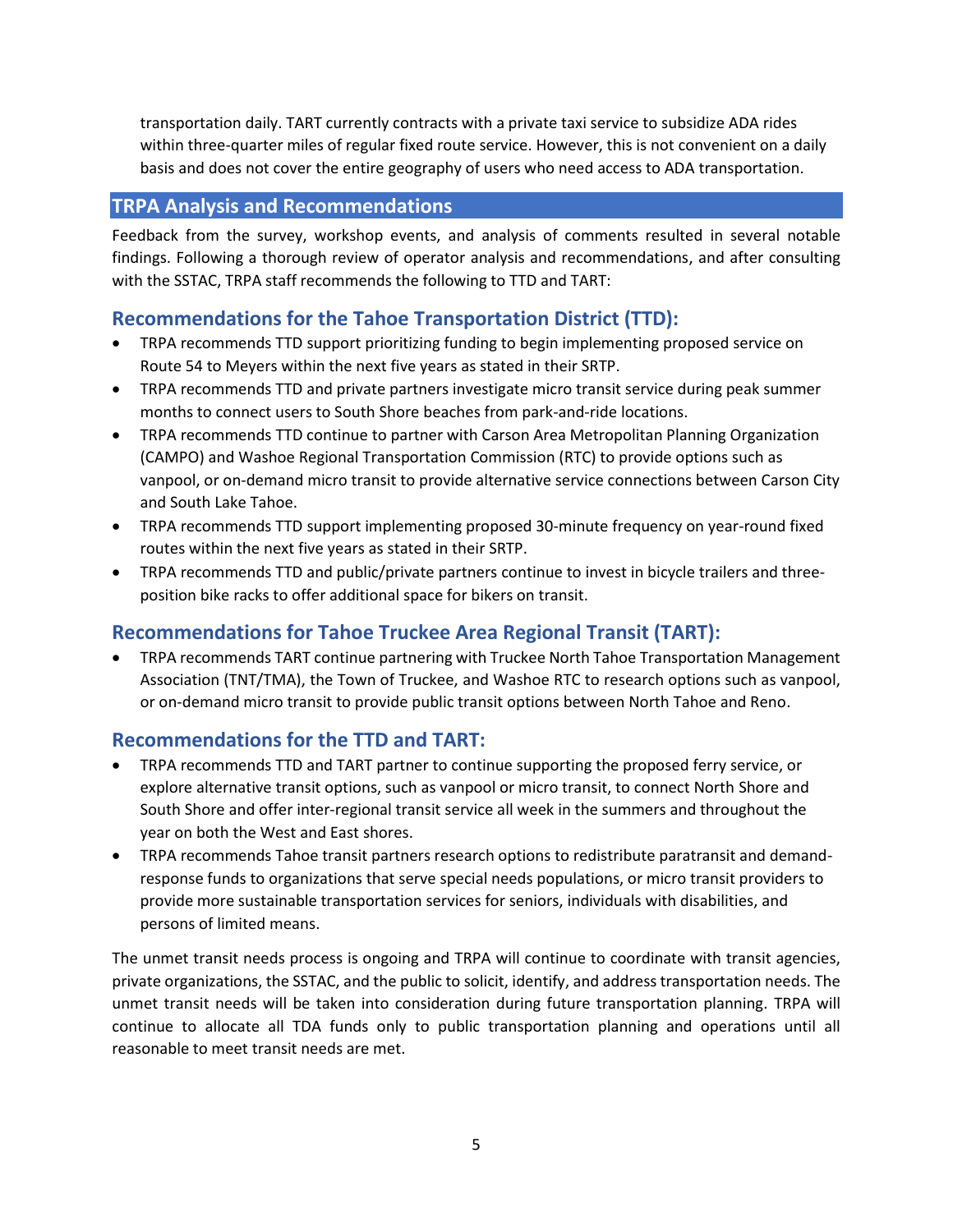transportation daily. TART currently contracts with a private taxi service to subsidize ADA rides within three-quarter miles of regular fixed route service. However, this is not convenient on a daily basis and does not cover the entire geography of users who need access to ADA transportation.

## TRPA Analysis and Recommendations

Feedback from the survey, workshop events, and analysis of comments resulted in several notable findings. Following a thorough review of operator analysis and recommendations, and after consulting with the SSTAC, TRPA staff recommends the following to TTD and TART:

### Recommendations for the Tahoe Transportation District (TTD):

- TRPA recommends TTD support prioritizing funding to begin implementing proposed service on Route 54 to Meyers within the next five years as stated in their SRTP.
- TRPA recommends TTD and private partners investigate micro transit service during peak summer months to connect users to South Shore beaches from park-and-ride locations.
- TRPA recommends TTD continue to partner with Carson Area Metropolitan Planning Organization (CAMPO) and Washoe Regional Transportation Commission (RTC) to provide options such as vanpool, or on-demand micro transit to provide alternative service connections between Carson City and South Lake Tahoe.
- TRPA recommends TTD support implementing proposed 30-minute frequency on year-round fixed routes within the next five years as stated in their SRTP.
- TRPA recommends TTD and public/private partners continue to invest in bicycle trailers and three-position bike racks to offer additional space for bikers on transit.

### Recommendations for Tahoe Truckee Area Regional Transit (TART):

- TRPA recommends TART continue partnering with Truckee North Tahoe Transportation Management Association (TNT/TMA), the Town of Truckee, and Washoe RTC to research options such as vanpool, or on-demand micro transit to provide public transit options between North Tahoe and Reno.

### Recommendations for the TTD and TART:

- TRPA recommends TTD and TART partner to continue supporting the proposed ferry service, or explore alternative transit options, such as vanpool or micro transit, to connect North Shore and South Shore and offer inter-regional transit service all week in the summers and throughout the year on both the West and East shores.
- TRPA recommends Tahoe transit partners research options to redistribute paratransit and demand-response funds to organizations that serve special needs populations, or micro transit providers to provide more sustainable transportation services for seniors, individuals with disabilities, and persons of limited means.

The unmet transit needs process is ongoing and TRPA will continue to coordinate with transit agencies, private organizations, the SSTAC, and the public to solicit, identify, and address transportation needs. The unmet transit needs will be taken into consideration during future transportation planning. TRPA will continue to allocate all TDA funds only to public transportation planning and operations until all reasonable to meet transit needs are met.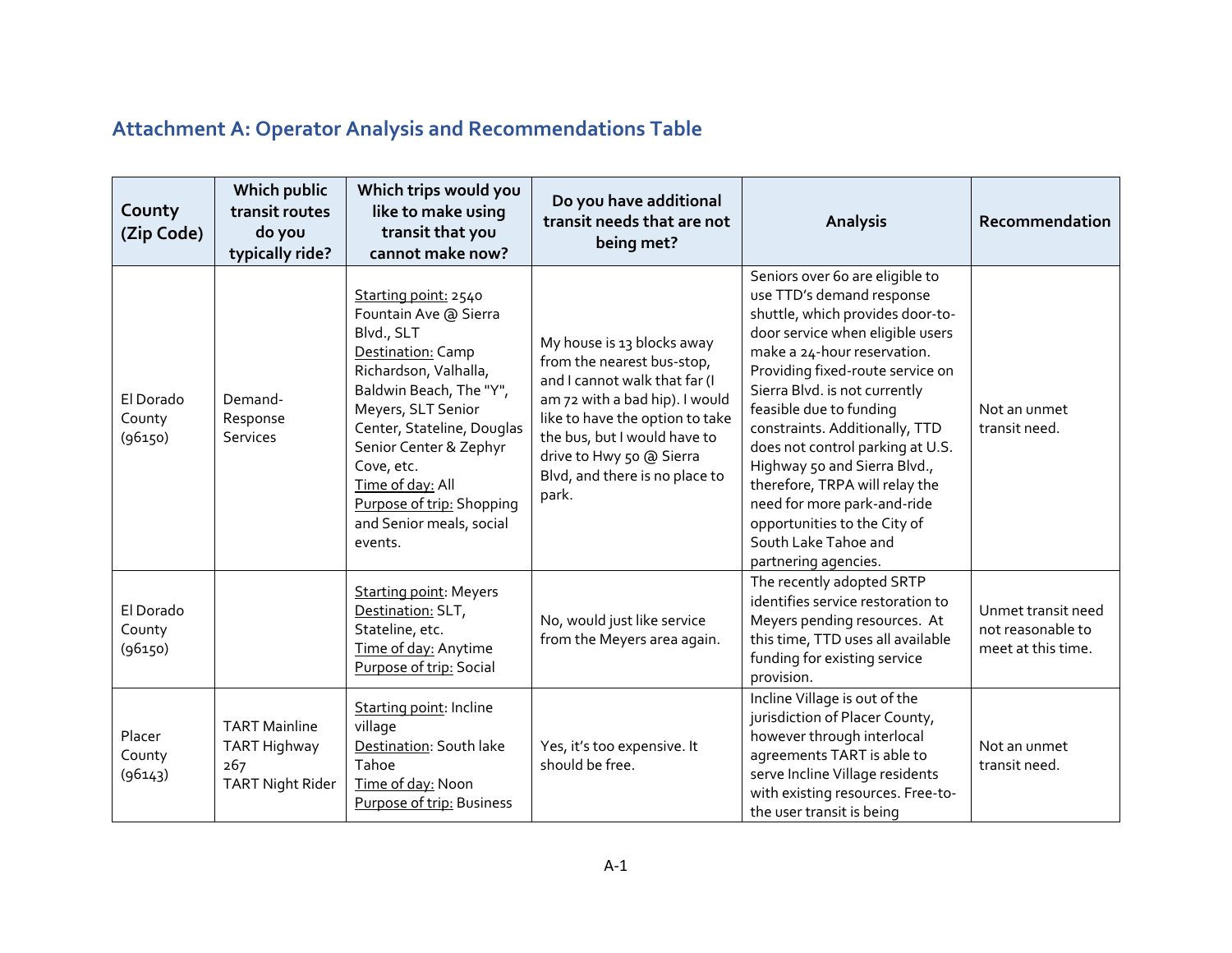## Attachment A: Operator Analysis and Recommendations Table

| County (Zip Code) | Which public transit routes do you typically ride? | Which trips would you like to make using transit that you cannot make now? | Do you have additional transit needs that are not being met? | Analysis | Recommendation |
|---|---|---|---|---|---|
| El Dorado County (96150) | Demand-Response Services | Starting point: 2540 Fountain Ave @ Sierra Blvd., SLT<br>Destination: Camp Richardson, Valhalla, Baldwin Beach, The "Y", Meyers, SLT Senior Center, Stateline, Douglas Senior Center & Zephyr Cove, etc.<br>Time of day: All<br>Purpose of trip: Shopping and Senior meals, social events. | My house is 13 blocks away from the nearest bus-stop, and I cannot walk that far (I am 72 with a bad hip). I would like to have the option to take the bus, but I would have to drive to Hwy 50 @ Sierra Blvd, and there is no place to park. | Seniors over 60 are eligible to use TTD's demand response shuttle, which provides door-to-door service when eligible users make a 24-hour reservation. Providing fixed-route service on Sierra Blvd. is not currently feasible due to funding constraints. Additionally, TTD does not control parking at U.S. Highway 50 and Sierra Blvd., therefore, TRPA will relay the need for more park-and-ride opportunities to the City of South Lake Tahoe and partnering agencies. | Not an unmet transit need. |
| El Dorado County (96150) | | Starting point: Meyers<br>Destination: SLT, Stateline, etc.<br>Time of day: Anytime<br>Purpose of trip: Social | No, would just like service from the Meyers area again. | The recently adopted SRTP identifies service restoration to Meyers pending resources. At this time, TTD uses all available funding for existing service provision. | Unmet transit need not reasonable to meet at this time. |
| Placer County (96143) | TART Mainline<br>TART Highway 267<br>TART Night Rider | Starting point: Incline village<br>Destination: South lake Tahoe<br>Time of day: Noon<br>Purpose of trip: Business | Yes, it's too expensive. It should be free. | Incline Village is out of the jurisdiction of Placer County, however through interlocal agreements TART is able to serve Incline Village residents with existing resources. Free-to-the user transit is being | Not an unmet transit need. |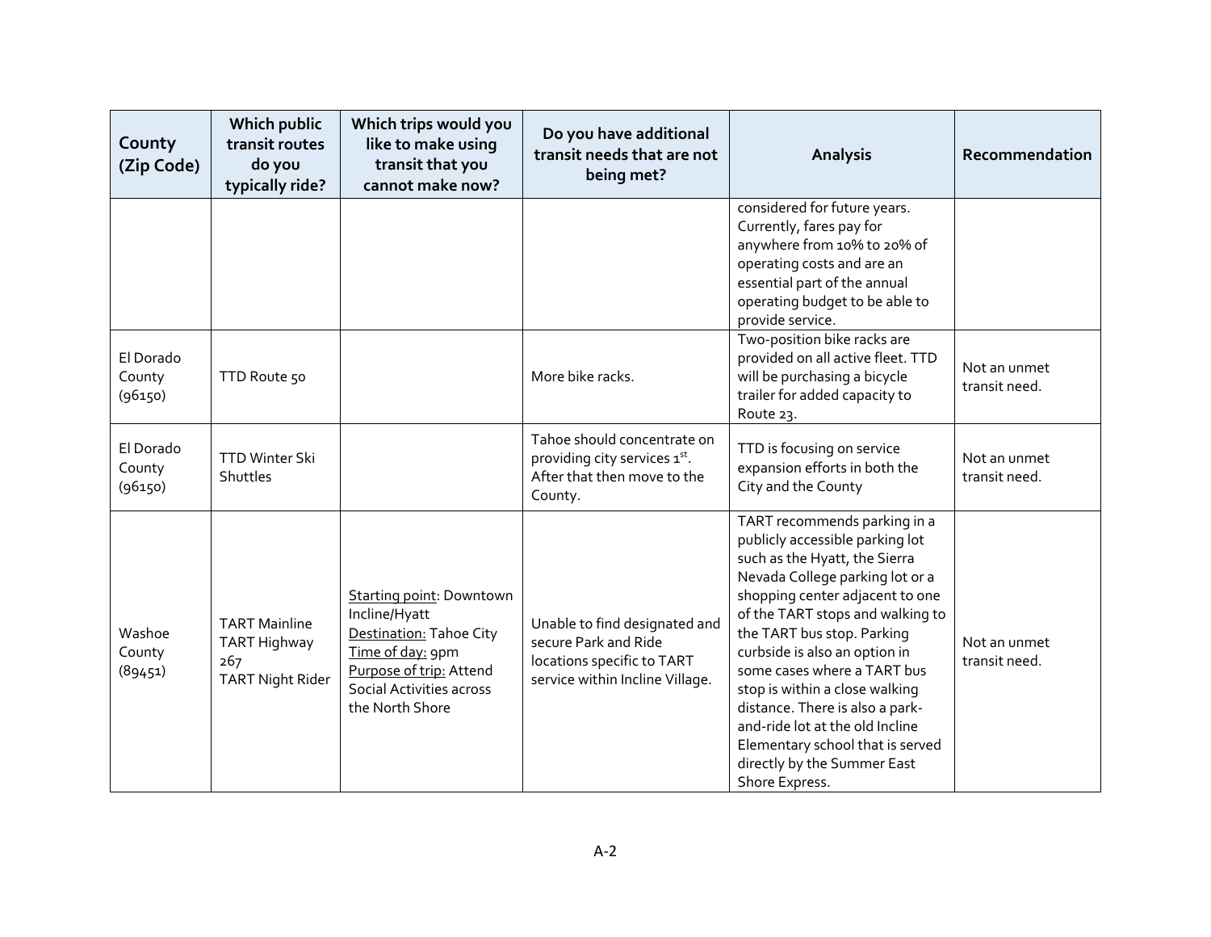| County (Zip Code) | Which public transit routes do you typically ride? | Which trips would you like to make using transit that you cannot make now? | Do you have additional transit needs that are not being met? | Analysis | Recommendation |
|---|---|---|---|---|---|
| | | | | considered for future years. Currently, fares pay for anywhere from 10% to 20% of operating costs and are an essential part of the annual operating budget to be able to provide service. | |
| El Dorado County (96150) | TTD Route 50 | | More bike racks. | Two-position bike racks are provided on all active fleet. TTD will be purchasing a bicycle trailer for added capacity to Route 23. | Not an unmet transit need. |
| El Dorado County (96150) | TTD Winter Ski Shuttles | | Tahoe should concentrate on providing city services 1st. After that then move to the County. | TTD is focusing on service expansion efforts in both the City and the County | Not an unmet transit need. |
| Washoe County (89451) | TART Mainline<br>TART Highway 267<br>TART Night Rider | <u>Starting point</u>: Downtown Incline/Hyatt<br><u>Destination:</u> Tahoe City<br><u>Time of day:</u> 9pm<br><u>Purpose of trip:</u> Attend Social Activities across the North Shore | Unable to find designated and secure Park and Ride locations specific to TART service within Incline Village. | TART recommends parking in a publicly accessible parking lot such as the Hyatt, the Sierra Nevada College parking lot or a shopping center adjacent to one of the TART stops and walking to the TART bus stop. Parking curbside is also an option in some cases where a TART bus stop is within a close walking distance. There is also a park-and-ride lot at the old Incline Elementary school that is served directly by the Summer East Shore Express. | Not an unmet transit need. |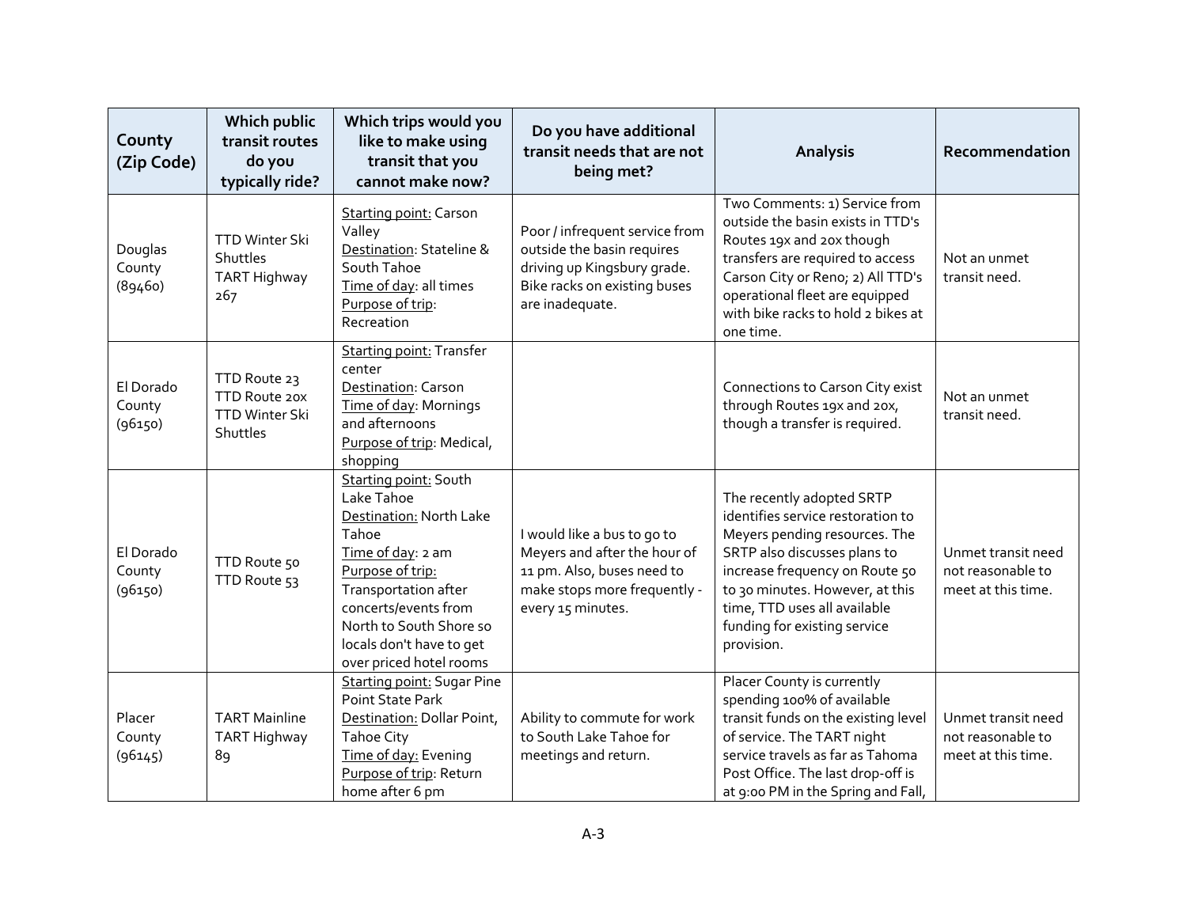| County (Zip Code) | Which public transit routes do you typically ride? | Which trips would you like to make using transit that you cannot make now? | Do you have additional transit needs that are not being met? | Analysis | Recommendation |
|---|---|---|---|---|---|
| Douglas County (89460) | TTD Winter Ski Shuttles<br>TART Highway 267 | Starting point: Carson Valley<br>Destination: Stateline & South Tahoe<br>Time of day: all times<br>Purpose of trip: Recreation | Poor / infrequent service from outside the basin requires driving up Kingsbury grade. Bike racks on existing buses are inadequate. | Two Comments: 1) Service from outside the basin exists in TTD's Routes 19x and 20x though transfers are required to access Carson City or Reno; 2) All TTD's operational fleet are equipped with bike racks to hold 2 bikes at one time. | Not an unmet transit need. |
| El Dorado County (96150) | TTD Route 23<br>TTD Route 20x<br>TTD Winter Ski Shuttles | Starting point: Transfer center<br>Destination: Carson<br>Time of day: Mornings and afternoons<br>Purpose of trip: Medical, shopping | | Connections to Carson City exist through Routes 19x and 20x, though a transfer is required. | Not an unmet transit need. |
| El Dorado County (96150) | TTD Route 50<br>TTD Route 53 | Starting point: South Lake Tahoe<br>Destination: North Lake Tahoe<br>Time of day: 2 am<br>Purpose of trip: Transportation after concerts/events from North to South Shore so locals don't have to get over priced hotel rooms | I would like a bus to go to Meyers and after the hour of 11 pm. Also, buses need to make stops more frequently - every 15 minutes. | The recently adopted SRTP identifies service restoration to Meyers pending resources. The SRTP also discusses plans to increase frequency on Route 50 to 30 minutes. However, at this time, TTD uses all available funding for existing service provision. | Unmet transit need not reasonable to meet at this time. |
| Placer County (96145) | TART Mainline<br>TART Highway 89 | Starting point: Sugar Pine Point State Park<br>Destination: Dollar Point, Tahoe City<br>Time of day: Evening<br>Purpose of trip: Return home after 6 pm | Ability to commute for work to South Lake Tahoe for meetings and return. | Placer County is currently spending 100% of available transit funds on the existing level of service. The TART night service travels as far as Tahoma Post Office. The last drop-off is at 9:00 PM in the Spring and Fall, | Unmet transit need not reasonable to meet at this time. |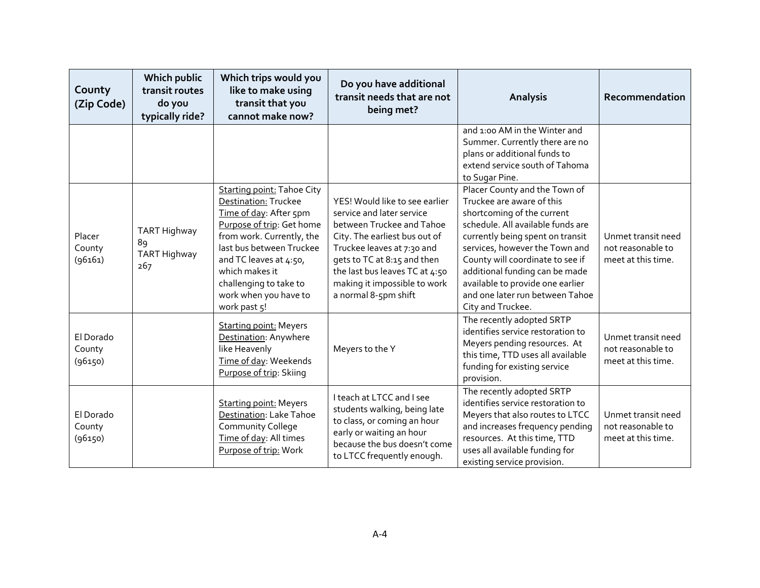| County (Zip Code) | Which public transit routes do you typically ride? | Which trips would you like to make using transit that you cannot make now? | Do you have additional transit needs that are not being met? | Analysis | Recommendation |
|---|---|---|---|---|---|
| | | | | and 1:00 AM in the Winter and Summer. Currently there are no plans or additional funds to extend service south of Tahoma to Sugar Pine. | |
| Placer County (96161) | TART Highway 89<br>TART Highway 267 | Starting point: Tahoe City<br>Destination: Truckee<br>Time of day: After 5pm<br>Purpose of trip: Get home from work. Currently, the last bus between Truckee and TC leaves at 4:50, which makes it challenging to take to work when you have to work past 5! | YES! Would like to see earlier service and later service between Truckee and Tahoe City. The earliest bus out of Truckee leaves at 7:30 and gets to TC at 8:15 and then the last bus leaves TC at 4:50 making it impossible to work a normal 8-5pm shift | Placer County and the Town of Truckee are aware of this shortcoming of the current schedule. All available funds are currently being spent on transit services, however the Town and County will coordinate to see if additional funding can be made available to provide one earlier and one later run between Tahoe City and Truckee. | Unmet transit need not reasonable to meet at this time. |
| El Dorado County (96150) | | Starting point: Meyers<br>Destination: Anywhere like Heavenly<br>Time of day: Weekends<br>Purpose of trip: Skiing | Meyers to the Y | The recently adopted SRTP identifies service restoration to Meyers pending resources. At this time, TTD uses all available funding for existing service provision. | Unmet transit need not reasonable to meet at this time. |
| El Dorado County (96150) | | Starting point: Meyers<br>Destination: Lake Tahoe Community College<br>Time of day: All times<br>Purpose of trip: Work | I teach at LTCC and I see students walking, being late to class, or coming an hour early or waiting an hour because the bus doesn't come to LTCC frequently enough. | The recently adopted SRTP identifies service restoration to Meyers that also routes to LTCC and increases frequency pending resources. At this time, TTD uses all available funding for existing service provision. | Unmet transit need not reasonable to meet at this time. |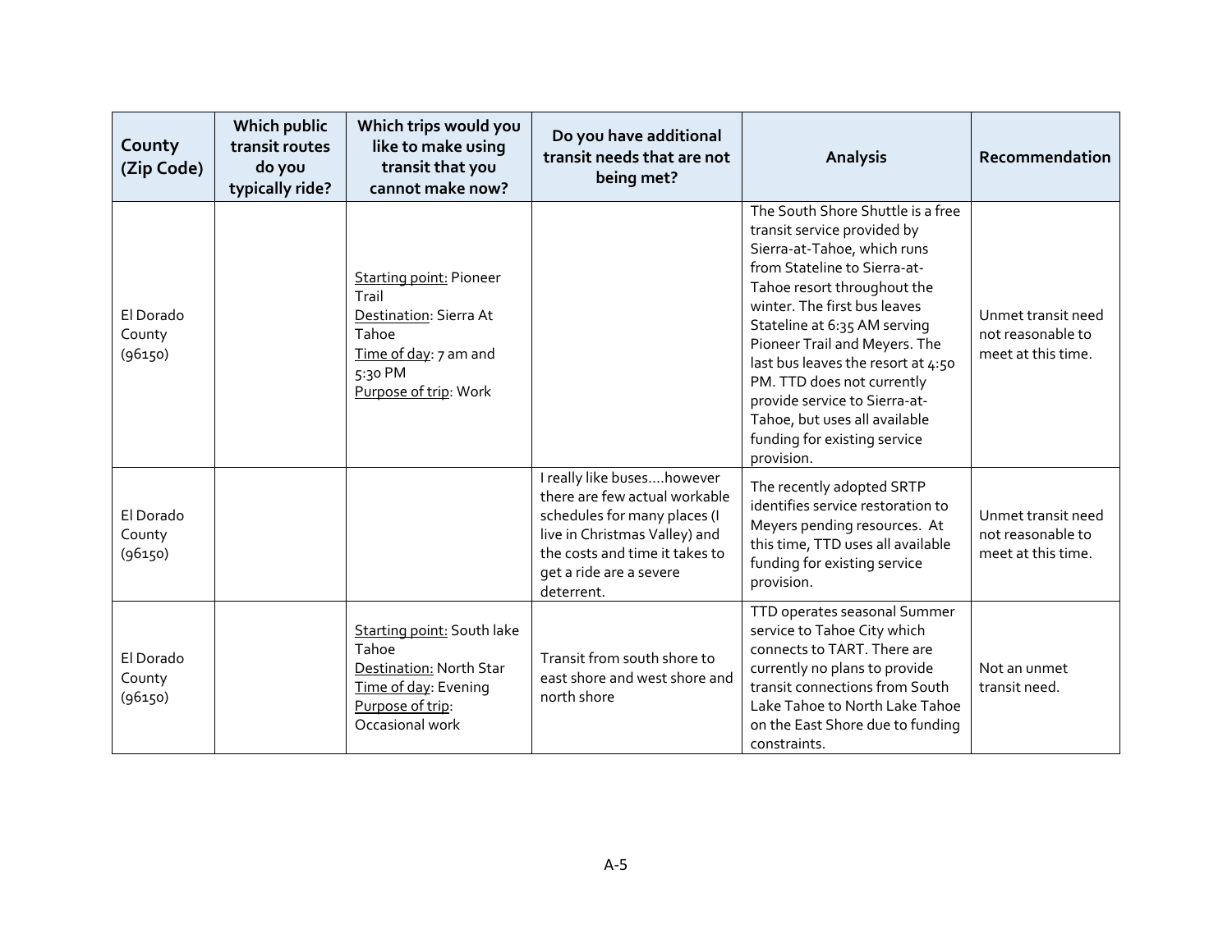| County (Zip Code) | Which public transit routes do you typically ride? | Which trips would you like to make using transit that you cannot make now? | Do you have additional transit needs that are not being met? | Analysis | Recommendation |
|---|---|---|---|---|---|
| El Dorado County (96150) | | Starting point: Pioneer Trail<br>Destination: Sierra At Tahoe<br>Time of day: 7 am and 5:30 PM<br>Purpose of trip: Work | | The South Shore Shuttle is a free transit service provided by Sierra-at-Tahoe, which runs from Stateline to Sierra-at-Tahoe resort throughout the winter. The first bus leaves Stateline at 6:35 AM serving Pioneer Trail and Meyers. The last bus leaves the resort at 4:50 PM. TTD does not currently provide service to Sierra-at-Tahoe, but uses all available funding for existing service provision. | Unmet transit need not reasonable to meet at this time. |
| El Dorado County (96150) | | | I really like buses….however there are few actual workable schedules for many places (I live in Christmas Valley) and the costs and time it takes to get a ride are a severe deterrent. | The recently adopted SRTP identifies service restoration to Meyers pending resources. At this time, TTD uses all available funding for existing service provision. | Unmet transit need not reasonable to meet at this time. |
| El Dorado County (96150) | | Starting point: South lake Tahoe<br>Destination: North Star<br>Time of day: Evening<br>Purpose of trip: Occasional work | Transit from south shore to east shore and west shore and north shore | TTD operates seasonal Summer service to Tahoe City which connects to TART. There are currently no plans to provide transit connections from South Lake Tahoe to North Lake Tahoe on the East Shore due to funding constraints. | Not an unmet transit need. |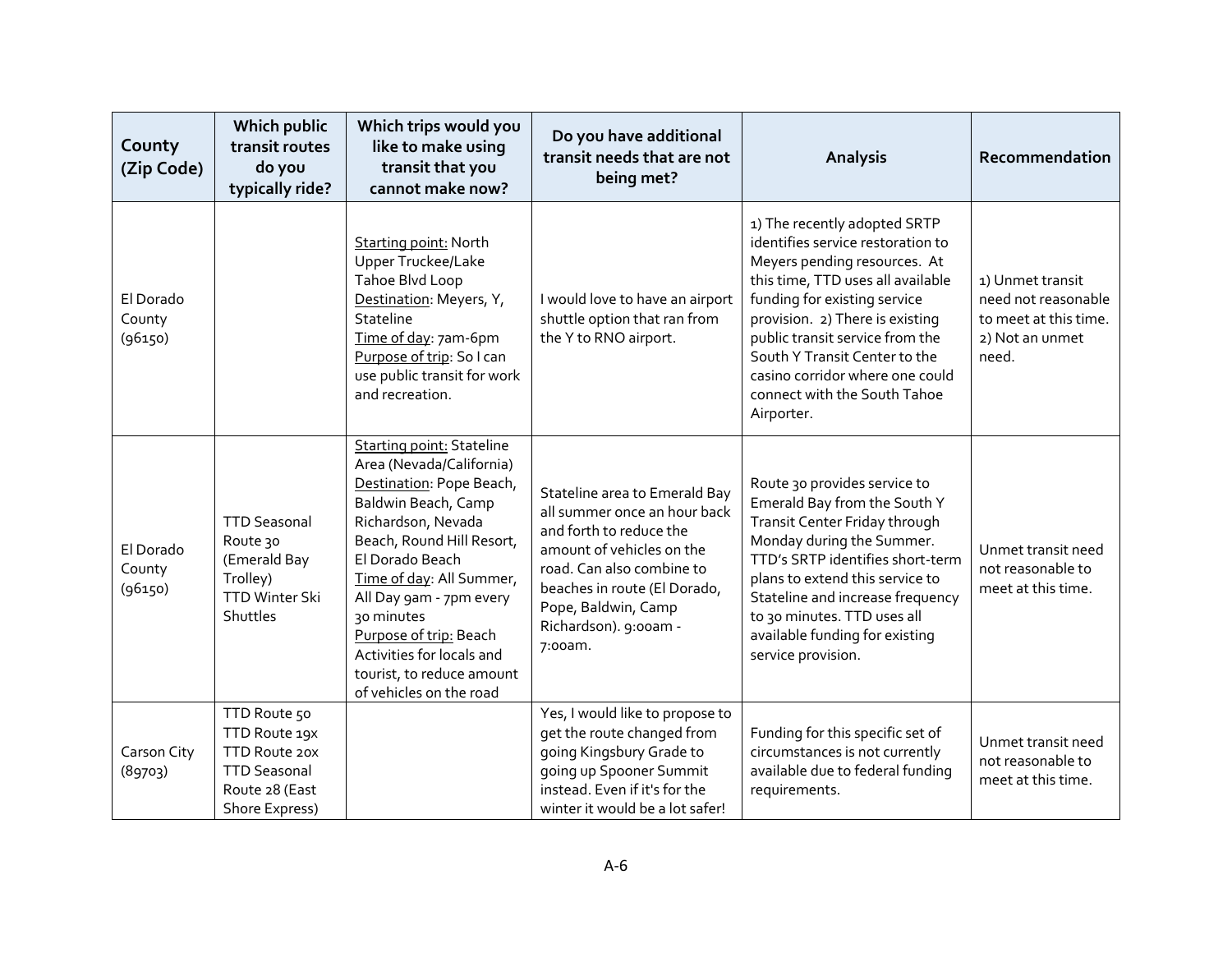| County (Zip Code) | Which public transit routes do you typically ride? | Which trips would you like to make using transit that you cannot make now? | Do you have additional transit needs that are not being met? | Analysis | Recommendation |
|---|---|---|---|---|---|
| El Dorado County (96150) | | Starting point: North Upper Truckee/Lake Tahoe Blvd Loop<br>Destination: Meyers, Y, Stateline<br>Time of day: 7am-6pm<br>Purpose of trip: So I can use public transit for work and recreation. | I would love to have an airport shuttle option that ran from the Y to RNO airport. | 1) The recently adopted SRTP identifies service restoration to Meyers pending resources. At this time, TTD uses all available funding for existing service provision. 2) There is existing public transit service from the South Y Transit Center to the casino corridor where one could connect with the South Tahoe Airporter. | 1) Unmet transit need not reasonable to meet at this time. 2) Not an unmet need. |
| El Dorado County (96150) | TTD Seasonal Route 30 (Emerald Bay Trolley)<br>TTD Winter Ski Shuttles | Starting point: Stateline Area (Nevada/California)<br>Destination: Pope Beach, Baldwin Beach, Camp Richardson, Nevada Beach, Round Hill Resort, El Dorado Beach<br>Time of day: All Summer, All Day 9am - 7pm every 30 minutes<br>Purpose of trip: Beach Activities for locals and tourist, to reduce amount of vehicles on the road | Stateline area to Emerald Bay all summer once an hour back and forth to reduce the amount of vehicles on the road. Can also combine to beaches in route (El Dorado, Pope, Baldwin, Camp Richardson). 9:00am - 7:00am. | Route 30 provides service to Emerald Bay from the South Y Transit Center Friday through Monday during the Summer. TTD's SRTP identifies short-term plans to extend this service to Stateline and increase frequency to 30 minutes. TTD uses all available funding for existing service provision. | Unmet transit need not reasonable to meet at this time. |
| Carson City (89703) | TTD Route 50<br>TTD Route 19x<br>TTD Route 20x<br>TTD Seasonal Route 28 (East Shore Express) | | Yes, I would like to propose to get the route changed from going Kingsbury Grade to going up Spooner Summit instead. Even if it's for the winter it would be a lot safer! | Funding for this specific set of circumstances is not currently available due to federal funding requirements. | Unmet transit need not reasonable to meet at this time. |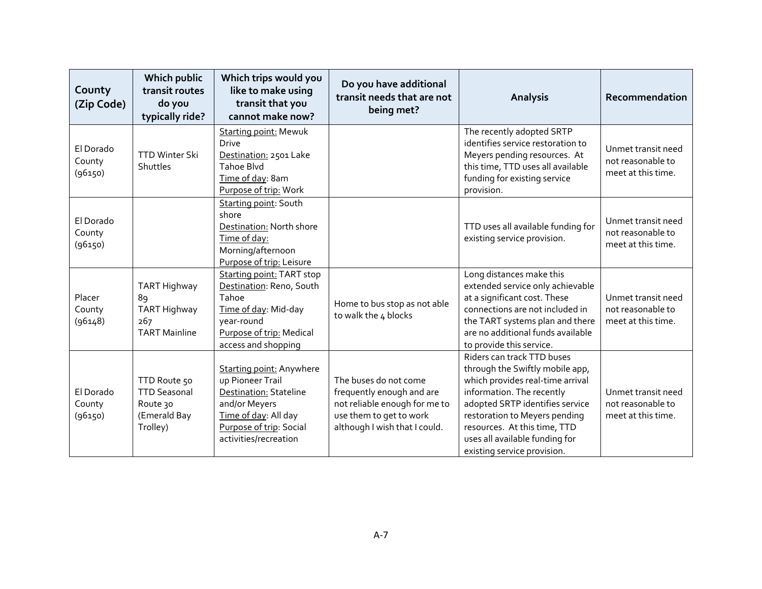| County (Zip Code) | Which public transit routes do you typically ride? | Which trips would you like to make using transit that you cannot make now? | Do you have additional transit needs that are not being met? | Analysis | Recommendation |
|---|---|---|---|---|---|
| El Dorado County (96150) | TTD Winter Ski Shuttles | Starting point: Mewuk Drive<br>Destination: 2501 Lake Tahoe Blvd<br>Time of day: 8am<br>Purpose of trip: Work | | The recently adopted SRTP identifies service restoration to Meyers pending resources. At this time, TTD uses all available funding for existing service provision. | Unmet transit need not reasonable to meet at this time. |
| El Dorado County (96150) | | Starting point: South shore<br>Destination: North shore<br>Time of day: Morning/afternoon<br>Purpose of trip: Leisure | | TTD uses all available funding for existing service provision. | Unmet transit need not reasonable to meet at this time. |
| Placer County (96148) | TART Highway 89<br>TART Highway 267<br>TART Mainline | Starting point: TART stop<br>Destination: Reno, South Tahoe<br>Time of day: Mid-day year-round<br>Purpose of trip: Medical access and shopping | Home to bus stop as not able to walk the 4 blocks | Long distances make this extended service only achievable at a significant cost. These connections are not included in the TART systems plan and there are no additional funds available to provide this service. | Unmet transit need not reasonable to meet at this time. |
| El Dorado County (96150) | TTD Route 50<br>TTD Seasonal Route 30 (Emerald Bay Trolley) | Starting point: Anywhere up Pioneer Trail<br>Destination: Stateline and/or Meyers<br>Time of day: All day<br>Purpose of trip: Social activities/recreation | The buses do not come frequently enough and are not reliable enough for me to use them to get to work although I wish that I could. | Riders can track TTD buses through the Swiftly mobile app, which provides real-time arrival information. The recently adopted SRTP identifies service restoration to Meyers pending resources. At this time, TTD uses all available funding for existing service provision. | Unmet transit need not reasonable to meet at this time. |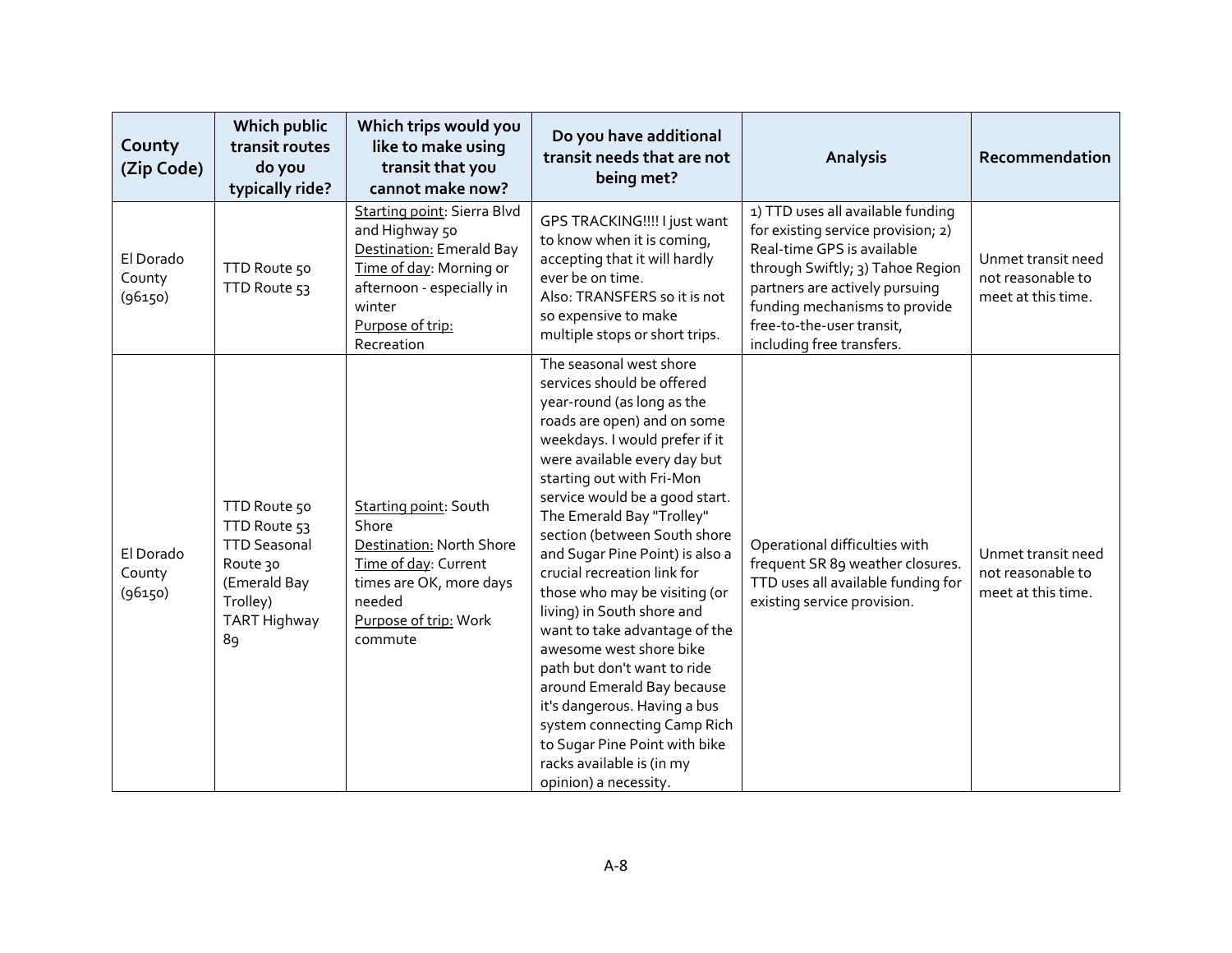| County (Zip Code) | Which public transit routes do you typically ride? | Which trips would you like to make using transit that you cannot make now? | Do you have additional transit needs that are not being met? | Analysis | Recommendation |
|---|---|---|---|---|---|
| El Dorado County (96150) | TTD Route 50<br>TTD Route 53 | Starting point: Sierra Blvd and Highway 50<br>Destination: Emerald Bay<br>Time of day: Morning or afternoon - especially in winter<br>Purpose of trip: Recreation | GPS TRACKING!!!! I just want to know when it is coming, accepting that it will hardly ever be on time.<br>Also: TRANSFERS so it is not so expensive to make multiple stops or short trips. | 1) TTD uses all available funding for existing service provision; 2) Real-time GPS is available through Swiftly; 3) Tahoe Region partners are actively pursuing funding mechanisms to provide free-to-the-user transit, including free transfers. | Unmet transit need not reasonable to meet at this time. |
| El Dorado County (96150) | TTD Route 50<br>TTD Route 53<br>TTD Seasonal Route 30 (Emerald Bay Trolley)<br>TART Highway 89 | Starting point: South Shore<br>Destination: North Shore<br>Time of day: Current times are OK, more days needed<br>Purpose of trip: Work commute | The seasonal west shore services should be offered year-round (as long as the roads are open) and on some weekdays. I would prefer if it were available every day but starting out with Fri-Mon service would be a good start. The Emerald Bay "Trolley" section (between South shore and Sugar Pine Point) is also a crucial recreation link for those who may be visiting (or living) in South shore and want to take advantage of the awesome west shore bike path but don't want to ride around Emerald Bay because it's dangerous. Having a bus system connecting Camp Rich to Sugar Pine Point with bike racks available is (in my opinion) a necessity. | Operational difficulties with frequent SR 89 weather closures. TTD uses all available funding for existing service provision. | Unmet transit need not reasonable to meet at this time. |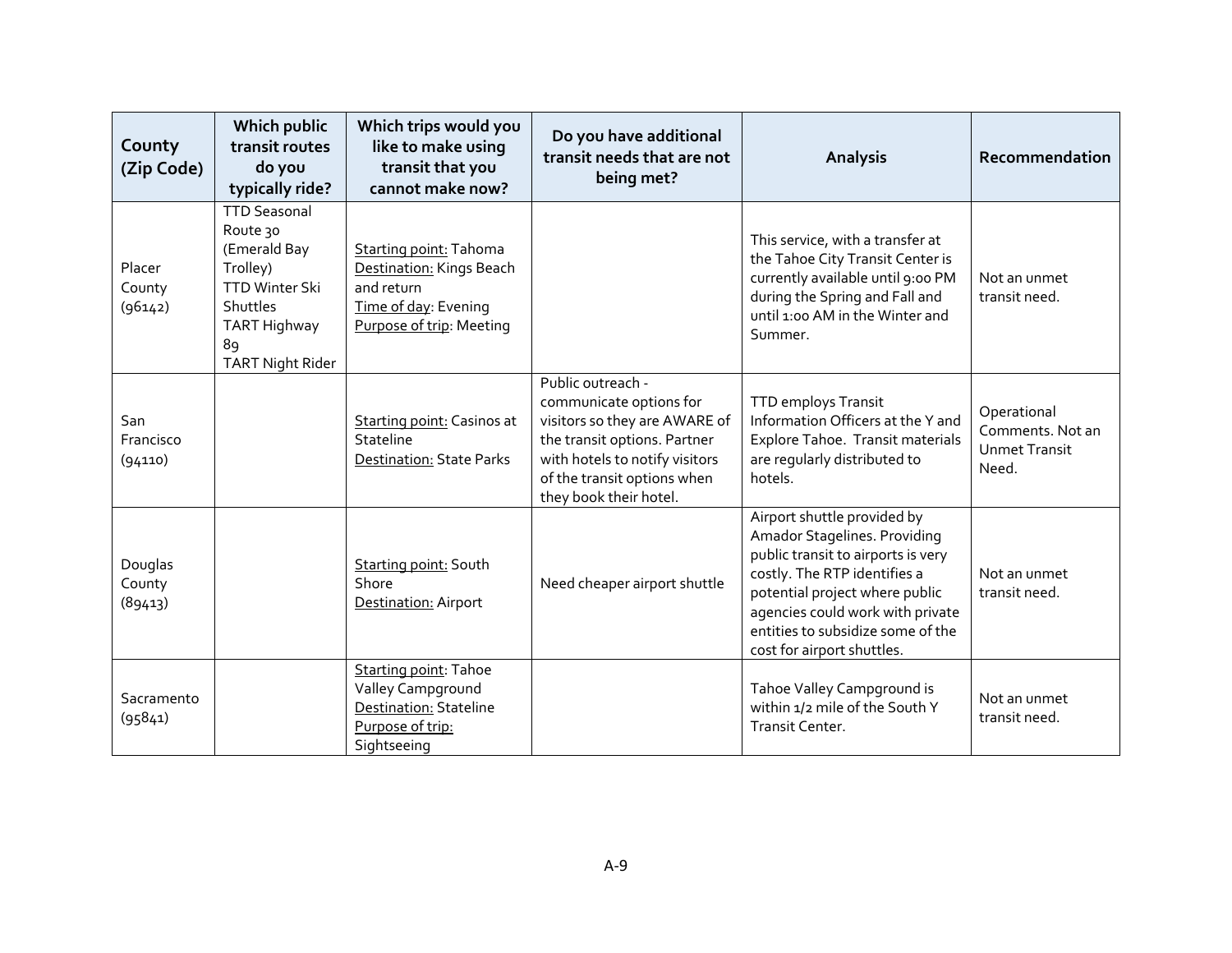| County (Zip Code) | Which public transit routes do you typically ride? | Which trips would you like to make using transit that you cannot make now? | Do you have additional transit needs that are not being met? | Analysis | Recommendation |
|---|---|---|---|---|---|
| Placer County (96142) | TTD Seasonal Route 30 (Emerald Bay Trolley)<br>TTD Winter Ski Shuttles<br>TART Highway 89<br>TART Night Rider | <u>Starting point:</u> Tahoma<br><u>Destination:</u> Kings Beach and return<br><u>Time of day</u>: Evening<br><u>Purpose of trip</u>: Meeting | | This service, with a transfer at the Tahoe City Transit Center is currently available until 9:00 PM during the Spring and Fall and until 1:00 AM in the Winter and Summer. | Not an unmet transit need. |
| San Francisco (94110) | | <u>Starting point:</u> Casinos at Stateline<br><u>Destination:</u> State Parks | Public outreach - communicate options for visitors so they are AWARE of the transit options. Partner with hotels to notify visitors of the transit options when they book their hotel. | TTD employs Transit Information Officers at the Y and Explore Tahoe. Transit materials are regularly distributed to hotels. | Operational Comments. Not an Unmet Transit Need. |
| Douglas County (89413) | | <u>Starting point:</u> South Shore<br><u>Destination:</u> Airport | Need cheaper airport shuttle | Airport shuttle provided by Amador Stagelines. Providing public transit to airports is very costly. The RTP identifies a potential project where public agencies could work with private entities to subsidize some of the cost for airport shuttles. | Not an unmet transit need. |
| Sacramento (95841) | | <u>Starting point</u>: Tahoe Valley Campground<br><u>Destination:</u> Stateline<br><u>Purpose of trip:</u> Sightseeing | | Tahoe Valley Campground is within 1/2 mile of the South Y Transit Center. | Not an unmet transit need. |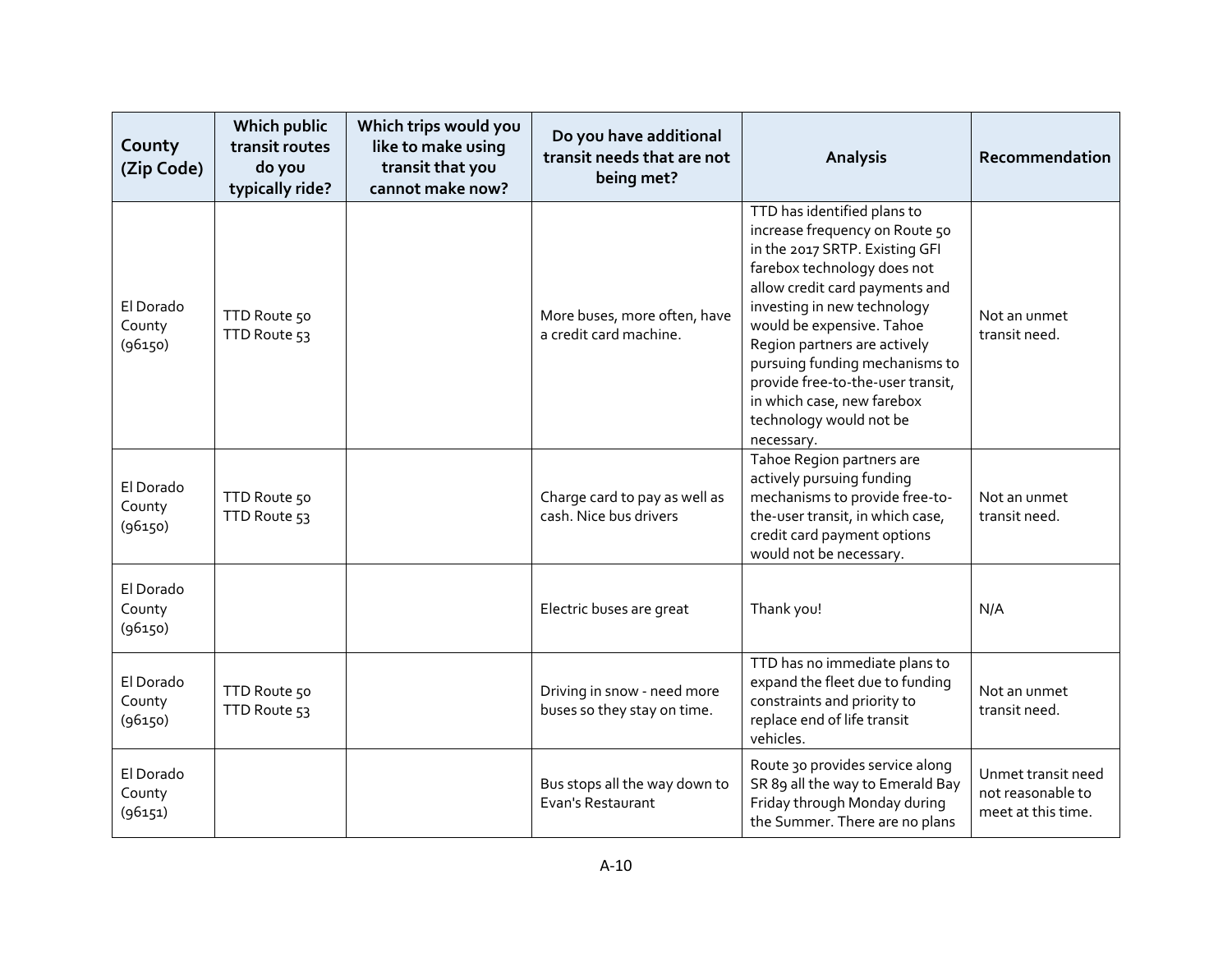| County (Zip Code) | Which public transit routes do you typically ride? | Which trips would you like to make using transit that you cannot make now? | Do you have additional transit needs that are not being met? | Analysis | Recommendation |
|---|---|---|---|---|---|
| El Dorado County (96150) | TTD Route 50 TTD Route 53 | | More buses, more often, have a credit card machine. | TTD has identified plans to increase frequency on Route 50 in the 2017 SRTP. Existing GFI farebox technology does not allow credit card payments and investing in new technology would be expensive. Tahoe Region partners are actively pursuing funding mechanisms to provide free-to-the-user transit, in which case, new farebox technology would not be necessary. | Not an unmet transit need. |
| El Dorado County (96150) | TTD Route 50 TTD Route 53 | | Charge card to pay as well as cash. Nice bus drivers | Tahoe Region partners are actively pursuing funding mechanisms to provide free-to-the-user transit, in which case, credit card payment options would not be necessary. | Not an unmet transit need. |
| El Dorado County (96150) | | | Electric buses are great | Thank you! | N/A |
| El Dorado County (96150) | TTD Route 50 TTD Route 53 | | Driving in snow - need more buses so they stay on time. | TTD has no immediate plans to expand the fleet due to funding constraints and priority to replace end of life transit vehicles. | Not an unmet transit need. |
| El Dorado County (96151) | | | Bus stops all the way down to Evan's Restaurant | Route 30 provides service along SR 89 all the way to Emerald Bay Friday through Monday during the Summer. There are no plans | Unmet transit need not reasonable to meet at this time. |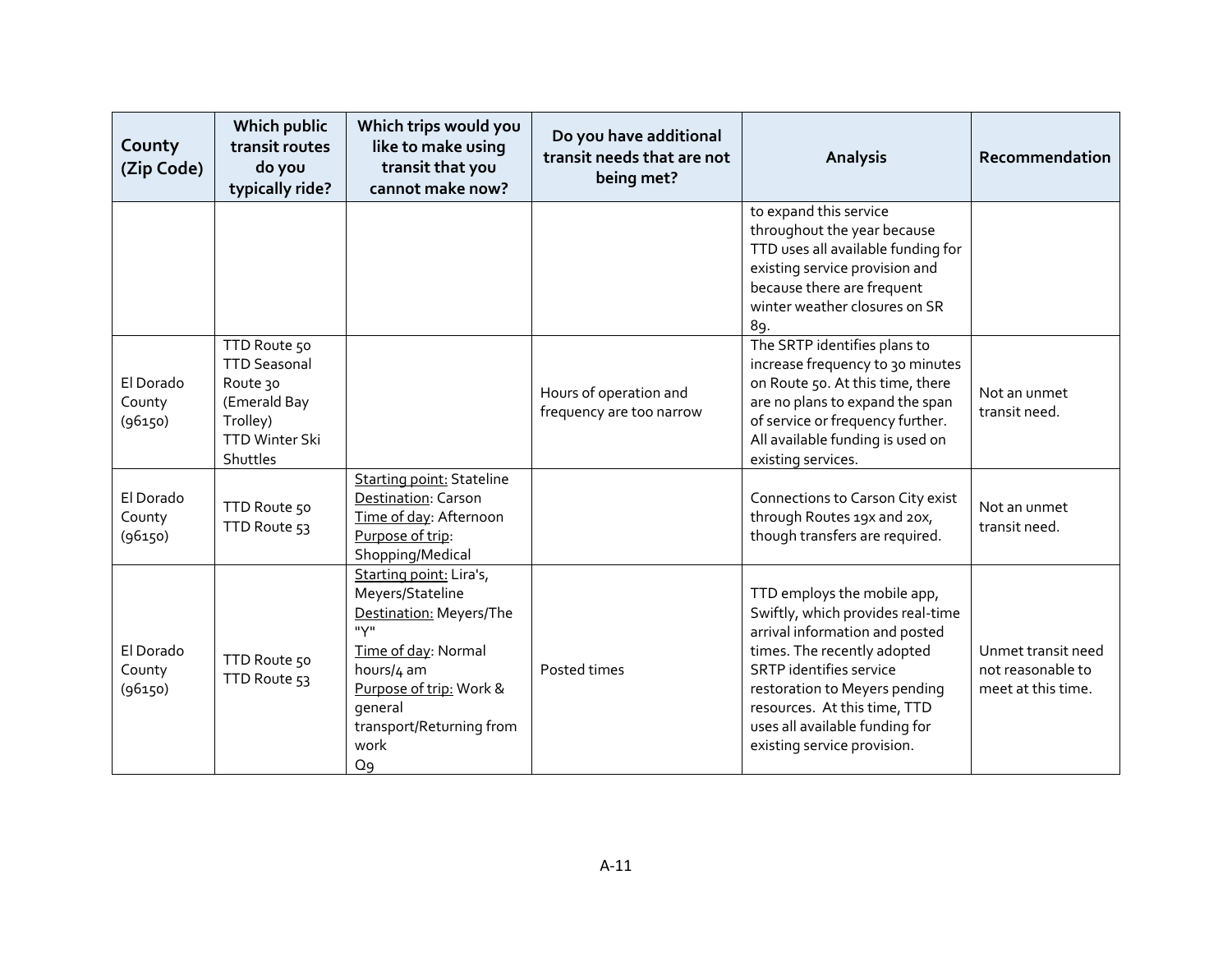| County (Zip Code) | Which public transit routes do you typically ride? | Which trips would you like to make using transit that you cannot make now? | Do you have additional transit needs that are not being met? | Analysis | Recommendation |
|---|---|---|---|---|---|
| | | | | to expand this service throughout the year because TTD uses all available funding for existing service provision and because there are frequent winter weather closures on SR 89. | |
| El Dorado County (96150) | TTD Route 50<br>TTD Seasonal Route 30 (Emerald Bay Trolley)<br>TTD Winter Ski Shuttles | | Hours of operation and frequency are too narrow | The SRTP identifies plans to increase frequency to 30 minutes on Route 50. At this time, there are no plans to expand the span of service or frequency further. All available funding is used on existing services. | Not an unmet transit need. |
| El Dorado County (96150) | TTD Route 50<br>TTD Route 53 | Starting point: Stateline<br>Destination: Carson<br>Time of day: Afternoon<br>Purpose of trip: Shopping/Medical | | Connections to Carson City exist through Routes 19x and 20x, though transfers are required. | Not an unmet transit need. |
| El Dorado County (96150) | TTD Route 50<br>TTD Route 53 | Starting point: Lira's, Meyers/Stateline<br>Destination: Meyers/The "Y"<br>Time of day: Normal hours/4 am<br>Purpose of trip: Work & general transport/Returning from work<br>Q9 | Posted times | TTD employs the mobile app, Swiftly, which provides real-time arrival information and posted times. The recently adopted SRTP identifies service restoration to Meyers pending resources. At this time, TTD uses all available funding for existing service provision. | Unmet transit need not reasonable to meet at this time. |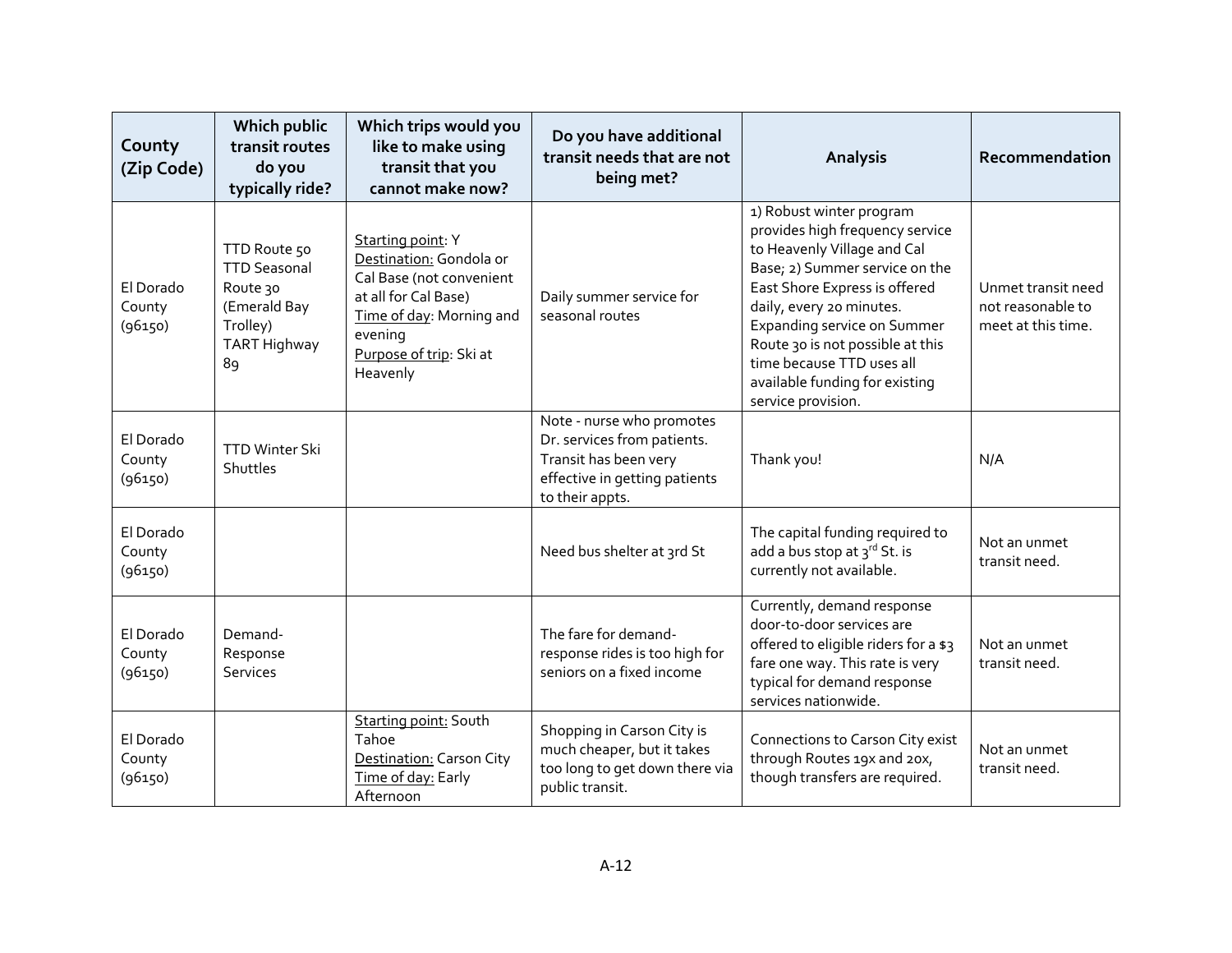| County (Zip Code) | Which public transit routes do you typically ride? | Which trips would you like to make using transit that you cannot make now? | Do you have additional transit needs that are not being met? | Analysis | Recommendation |
|---|---|---|---|---|---|
| El Dorado County (96150) | TTD Route 50<br>TTD Seasonal Route 30 (Emerald Bay Trolley)<br>TART Highway 89 | <u>Starting point</u>: Y<br><u>Destination:</u> Gondola or Cal Base (not convenient at all for Cal Base)<br><u>Time of day</u>: Morning and evening<br><u>Purpose of trip</u>: Ski at Heavenly | Daily summer service for seasonal routes | 1) Robust winter program provides high frequency service to Heavenly Village and Cal Base; 2) Summer service on the East Shore Express is offered daily, every 20 minutes. Expanding service on Summer Route 30 is not possible at this time because TTD uses all available funding for existing service provision. | Unmet transit need not reasonable to meet at this time. |
| El Dorado County (96150) | TTD Winter Ski Shuttles | | Note - nurse who promotes Dr. services from patients. Transit has been very effective in getting patients to their appts. | Thank you! | N/A |
| El Dorado County (96150) | | | Need bus shelter at 3rd St | The capital funding required to add a bus stop at 3rd St. is currently not available. | Not an unmet transit need. |
| El Dorado County (96150) | Demand-Response Services | | The fare for demand-response rides is too high for seniors on a fixed income | Currently, demand response door-to-door services are offered to eligible riders for a $3 fare one way. This rate is very typical for demand response services nationwide. | Not an unmet transit need. |
| El Dorado County (96150) | | <u>Starting point:</u> South Tahoe<br><u>Destination:</u> Carson City<br><u>Time of day:</u> Early Afternoon | Shopping in Carson City is much cheaper, but it takes too long to get down there via public transit. | Connections to Carson City exist through Routes 19x and 20x, though transfers are required. | Not an unmet transit need. |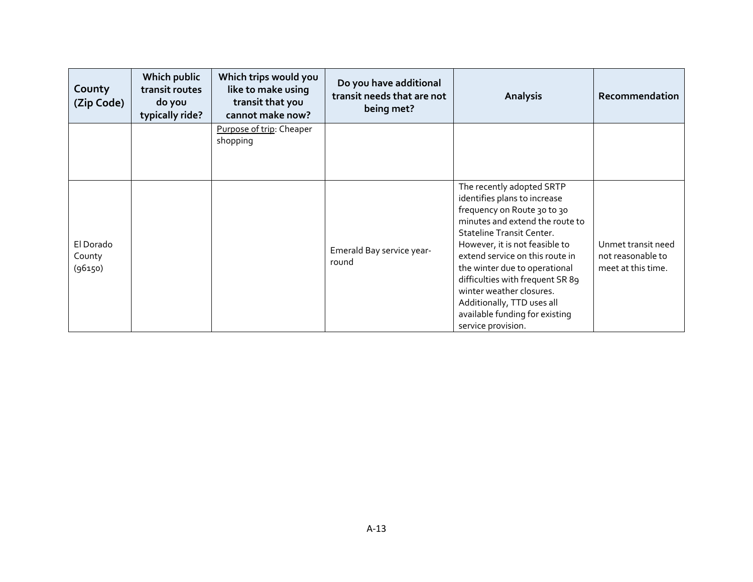| County (Zip Code) | Which public transit routes do you typically ride? | Which trips would you like to make using transit that you cannot make now? | Do you have additional transit needs that are not being met? | Analysis | Recommendation |
|---|---|---|---|---|---|
| | | Purpose of trip: Cheaper shopping | | | |
| El Dorado County (96150) | | | Emerald Bay service year-round | The recently adopted SRTP identifies plans to increase frequency on Route 30 to 30 minutes and extend the route to Stateline Transit Center. However, it is not feasible to extend service on this route in the winter due to operational difficulties with frequent SR 89 winter weather closures. Additionally, TTD uses all available funding for existing service provision. | Unmet transit need not reasonable to meet at this time. |